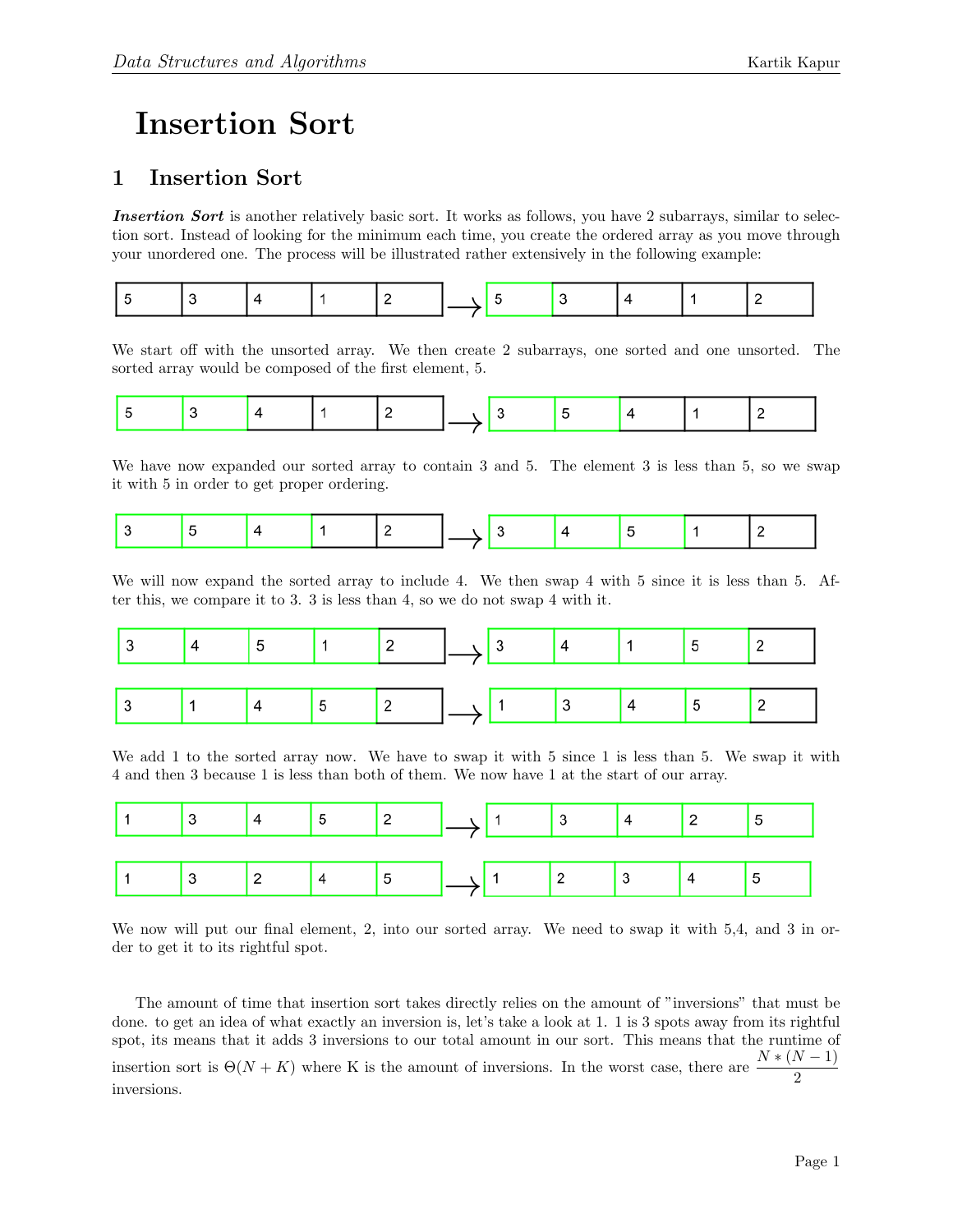# Insertion Sort

## 1 Insertion Sort

***Insertion Sort*** is another relatively basic sort. It works as follows, you have 2 subarrays, similar to selection sort. Instead of looking for the minimum each time, you create the ordered array as you move through your unordered one. The process will be illustrated rather extensively in the following example:

| 5 | 3 | 4 | 1 | 2 |
|---|---|---|---|---|

$\longrightarrow$

| 5 | 3 | 4 | 1 | 2 |
|---|---|---|---|---|

We start off with the unsorted array. We then create 2 subarrays, one sorted and one unsorted. The sorted array would be composed of the first element, 5.

| 5 | 3 | 4 | 1 | 2 |
|---|---|---|---|---|

$\longrightarrow$

| 3 | 5 | 4 | 1 | 2 |
|---|---|---|---|---|

We have now expanded our sorted array to contain 3 and 5. The element 3 is less than 5, so we swap it with 5 in order to get proper ordering.

| 3 | 5 | 4 | 1 | 2 |
|---|---|---|---|---|

$\longrightarrow$

| 3 | 4 | 5 | 1 | 2 |
|---|---|---|---|---|

We will now expand the sorted array to include 4. We then swap 4 with 5 since it is less than 5. After this, we compare it to 3. 3 is less than 4, so we do not swap 4 with it.

| 3 | 4 | 5 | 1 | 2 |
|---|---|---|---|---|

$\longrightarrow$

| 3 | 4 | 1 | 5 | 2 |
|---|---|---|---|---|

| 3 | 1 | 4 | 5 | 2 |
|---|---|---|---|---|

$\longrightarrow$

| 1 | 3 | 4 | 5 | 2 |
|---|---|---|---|---|

We add 1 to the sorted array now. We have to swap it with 5 since 1 is less than 5. We swap it with 4 and then 3 because 1 is less than both of them. We now have 1 at the start of our array.

| 1 | 3 | 4 | 5 | 2 |
|---|---|---|---|---|

$\longrightarrow$

| 1 | 3 | 4 | 2 | 5 |
|---|---|---|---|---|

| 1 | 3 | 2 | 4 | 5 |
|---|---|---|---|---|

$\longrightarrow$

| 1 | 2 | 3 | 4 | 5 |
|---|---|---|---|---|

We now will put our final element, 2, into our sorted array. We need to swap it with 5,4, and 3 in order to get it to its rightful spot.

The amount of time that insertion sort takes directly relies on the amount of "inversions" that must be done. to get an idea of what exactly an inversion is, let's take a look at 1. 1 is 3 spots away from its rightful spot, its means that it adds 3 inversions to our total amount in our sort. This means that the runtime of insertion sort is $\Theta(N + K)$ where K is the amount of inversions. In the worst case, there are $\frac{N * (N-1)}{2}$ inversions.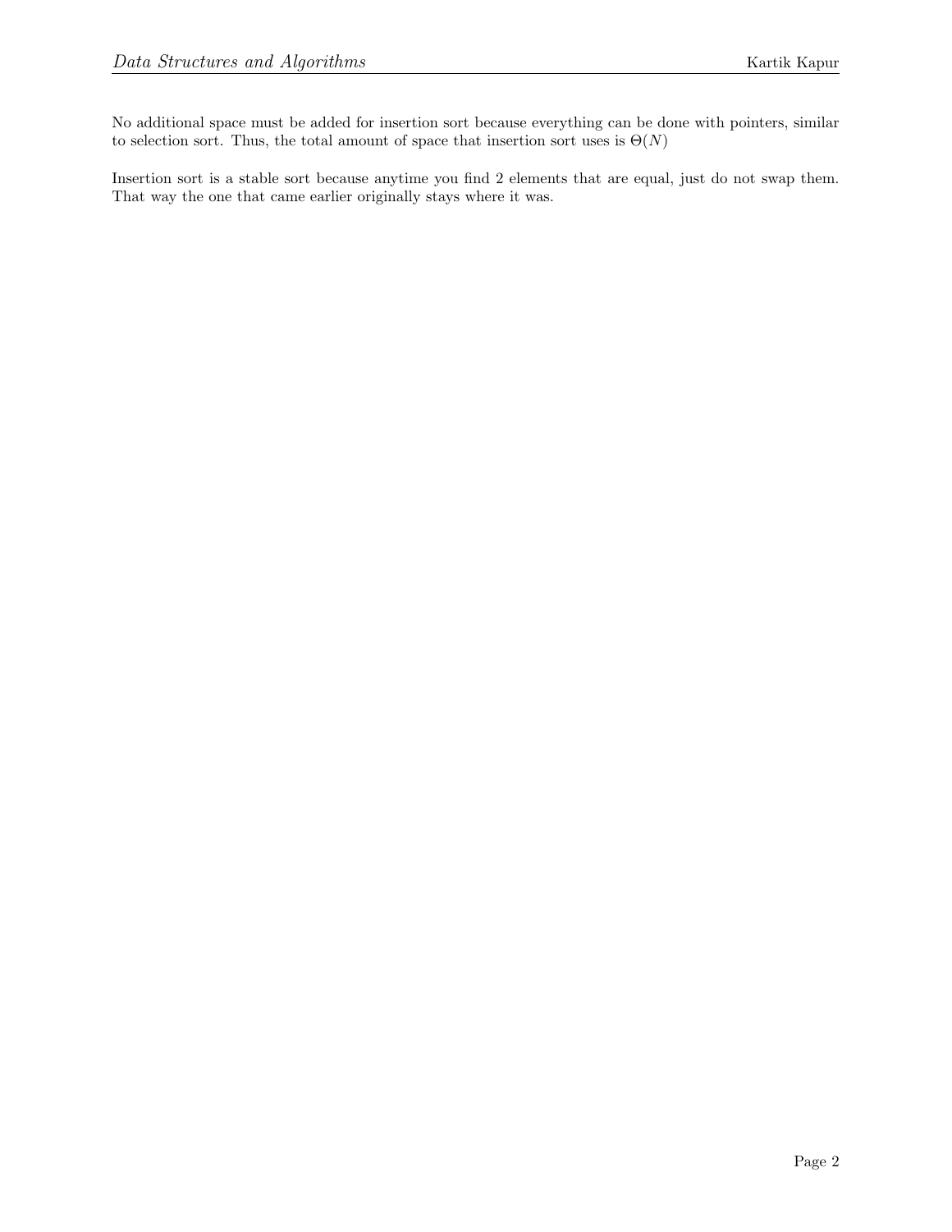No additional space must be added for insertion sort because everything can be done with pointers, similar to selection sort. Thus, the total amount of space that insertion sort uses is $\Theta(N)$

Insertion sort is a stable sort because anytime you find 2 elements that are equal, just do not swap them. That way the one that came earlier originally stays where it was.